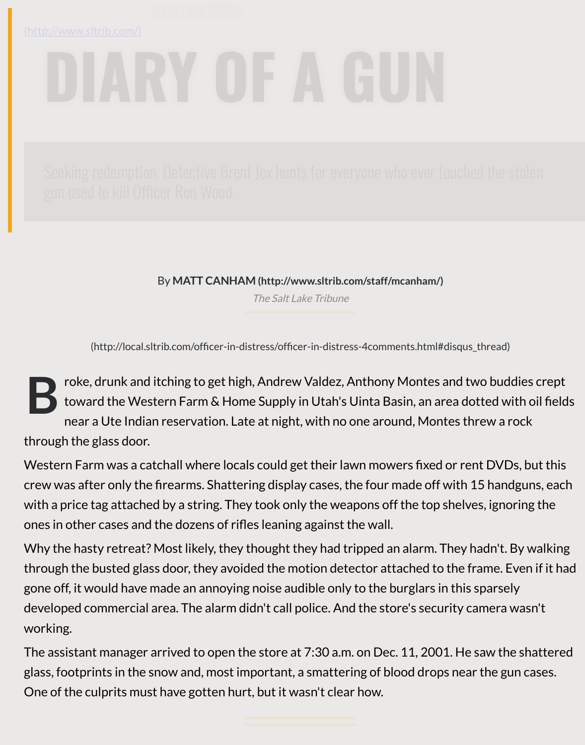(http://www.sltrib.com/)

# DIARY OF A GUN

Seeking redemption, Detective Brent Jex hunts for everyone who ever touched the stolen gun used to kill Officer Ron Wood.

By **MATT CANHAM (http://www.sltrib.com/staff/mcanham/)**

*The Salt Lake Tribune*

(http://local.sltrib.com/officer-in-distress/officer-in-distress-4comments.html#disqus_thread)

Broke, drunk and itching to get high, Andrew Valdez, Anthony Montes and two buddies crept toward the Western Farm & Home Supply in Utah's Uinta Basin, an area dotted with oil fields near a Ute Indian reservation. Late at night, with no one around, Montes threw a rock through the glass door.

Western Farm was a catchall where locals could get their lawn mowers fixed or rent DVDs, but this crew was after only the firearms. Shattering display cases, the four made off with 15 handguns, each with a price tag attached by a string. They took only the weapons off the top shelves, ignoring the ones in other cases and the dozens of rifles leaning against the wall.

Why the hasty retreat? Most likely, they thought they had tripped an alarm. They hadn't. By walking through the busted glass door, they avoided the motion detector attached to the frame. Even if it had gone off, it would have made an annoying noise audible only to the burglars in this sparsely developed commercial area. The alarm didn't call police. And the store's security camera wasn't working.

The assistant manager arrived to open the store at 7:30 a.m. on Dec. 11, 2001. He saw the shattered glass, footprints in the snow and, most important, a smattering of blood drops near the gun cases. One of the culprits must have gotten hurt, but it wasn't clear how.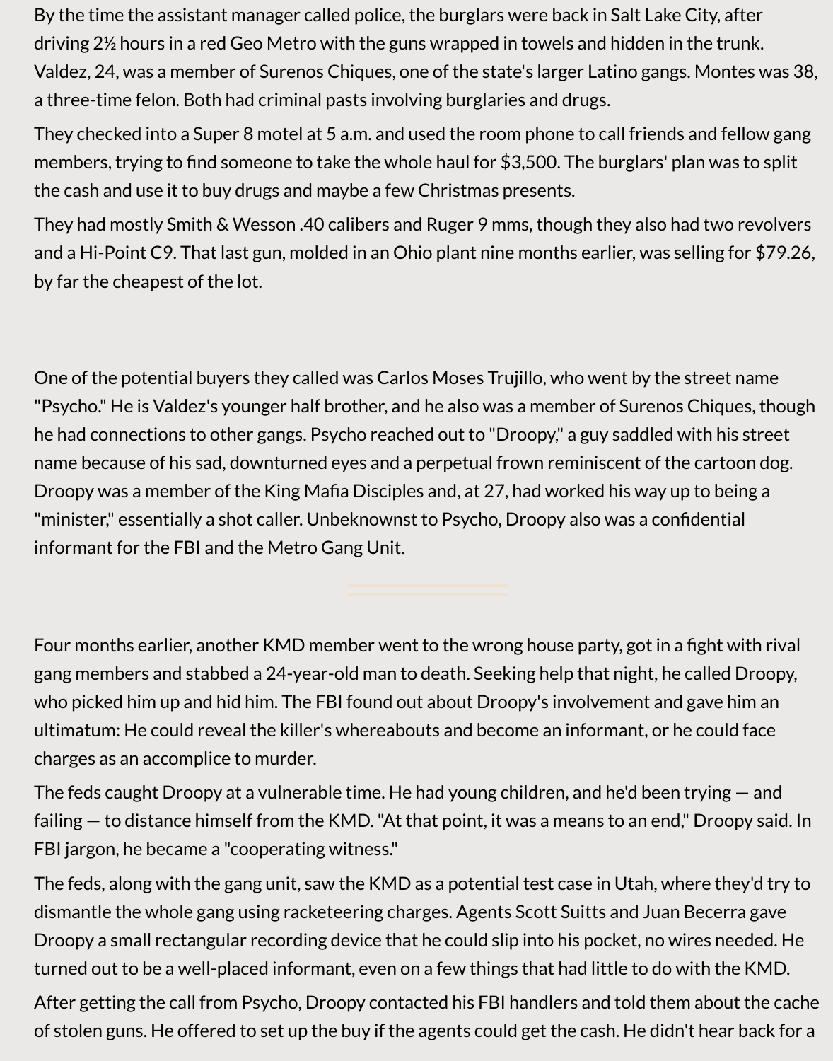By the time the assistant manager called police, the burglars were back in Salt Lake City, after driving 2½ hours in a red Geo Metro with the guns wrapped in towels and hidden in the trunk. Valdez, 24, was a member of Surenos Chiques, one of the state's larger Latino gangs. Montes was 38, a three-time felon. Both had criminal pasts involving burglaries and drugs.

They checked into a Super 8 motel at 5 a.m. and used the room phone to call friends and fellow gang members, trying to find someone to take the whole haul for $3,500. The burglars' plan was to split the cash and use it to buy drugs and maybe a few Christmas presents.

They had mostly Smith & Wesson .40 calibers and Ruger 9 mms, though they also had two revolvers and a Hi-Point C9. That last gun, molded in an Ohio plant nine months earlier, was selling for $79.26, by far the cheapest of the lot.

One of the potential buyers they called was Carlos Moses Trujillo, who went by the street name "Psycho." He is Valdez's younger half brother, and he also was a member of Surenos Chiques, though he had connections to other gangs. Psycho reached out to "Droopy," a guy saddled with his street name because of his sad, downturned eyes and a perpetual frown reminiscent of the cartoon dog. Droopy was a member of the King Mafia Disciples and, at 27, had worked his way up to being a "minister," essentially a shot caller. Unbeknownst to Psycho, Droopy also was a confidential informant for the FBI and the Metro Gang Unit.

---

Four months earlier, another KMD member went to the wrong house party, got in a fight with rival gang members and stabbed a 24-year-old man to death. Seeking help that night, he called Droopy, who picked him up and hid him. The FBI found out about Droopy's involvement and gave him an ultimatum: He could reveal the killer's whereabouts and become an informant, or he could face charges as an accomplice to murder.

The feds caught Droopy at a vulnerable time. He had young children, and he'd been trying — and failing — to distance himself from the KMD. "At that point, it was a means to an end," Droopy said. In FBI jargon, he became a "cooperating witness."

The feds, along with the gang unit, saw the KMD as a potential test case in Utah, where they'd try to dismantle the whole gang using racketeering charges. Agents Scott Suitts and Juan Becerra gave Droopy a small rectangular recording device that he could slip into his pocket, no wires needed. He turned out to be a well-placed informant, even on a few things that had little to do with the KMD.

After getting the call from Psycho, Droopy contacted his FBI handlers and told them about the cache of stolen guns. He offered to set up the buy if the agents could get the cash. He didn't hear back for a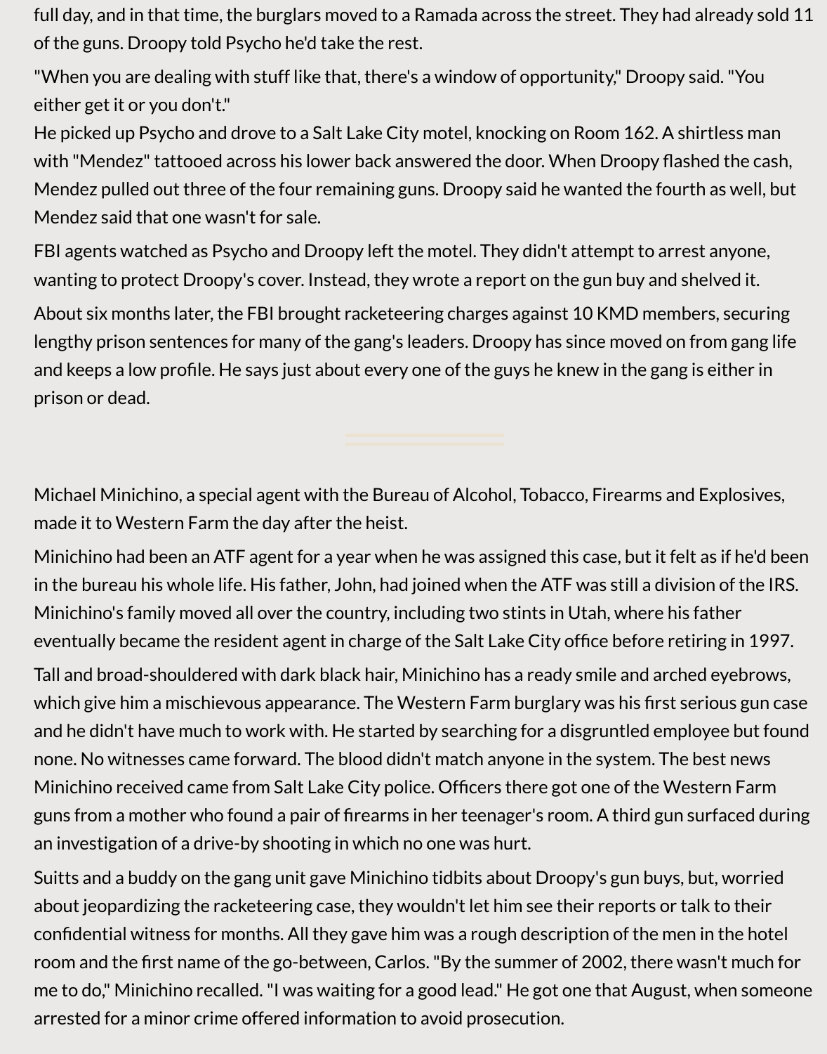full day, and in that time, the burglars moved to a Ramada across the street. They had already sold 11 of the guns. Droopy told Psycho he'd take the rest.

"When you are dealing with stuff like that, there's a window of opportunity," Droopy said. "You either get it or you don't."

He picked up Psycho and drove to a Salt Lake City motel, knocking on Room 162. A shirtless man with "Mendez" tattooed across his lower back answered the door. When Droopy flashed the cash, Mendez pulled out three of the four remaining guns. Droopy said he wanted the fourth as well, but Mendez said that one wasn't for sale.

FBI agents watched as Psycho and Droopy left the motel. They didn't attempt to arrest anyone, wanting to protect Droopy's cover. Instead, they wrote a report on the gun buy and shelved it.

About six months later, the FBI brought racketeering charges against 10 KMD members, securing lengthy prison sentences for many of the gang's leaders. Droopy has since moved on from gang life and keeps a low profile. He says just about every one of the guys he knew in the gang is either in prison or dead.

---

Michael Minichino, a special agent with the Bureau of Alcohol, Tobacco, Firearms and Explosives, made it to Western Farm the day after the heist.

Minichino had been an ATF agent for a year when he was assigned this case, but it felt as if he'd been in the bureau his whole life. His father, John, had joined when the ATF was still a division of the IRS. Minichino's family moved all over the country, including two stints in Utah, where his father eventually became the resident agent in charge of the Salt Lake City office before retiring in 1997.

Tall and broad-shouldered with dark black hair, Minichino has a ready smile and arched eyebrows, which give him a mischievous appearance. The Western Farm burglary was his first serious gun case and he didn't have much to work with. He started by searching for a disgruntled employee but found none. No witnesses came forward. The blood didn't match anyone in the system. The best news Minichino received came from Salt Lake City police. Officers there got one of the Western Farm guns from a mother who found a pair of firearms in her teenager's room. A third gun surfaced during an investigation of a drive-by shooting in which no one was hurt.

Suitts and a buddy on the gang unit gave Minichino tidbits about Droopy's gun buys, but, worried about jeopardizing the racketeering case, they wouldn't let him see their reports or talk to their confidential witness for months. All they gave him was a rough description of the men in the hotel room and the first name of the go-between, Carlos. "By the summer of 2002, there wasn't much for me to do," Minichino recalled. "I was waiting for a good lead." He got one that August, when someone arrested for a minor crime offered information to avoid prosecution.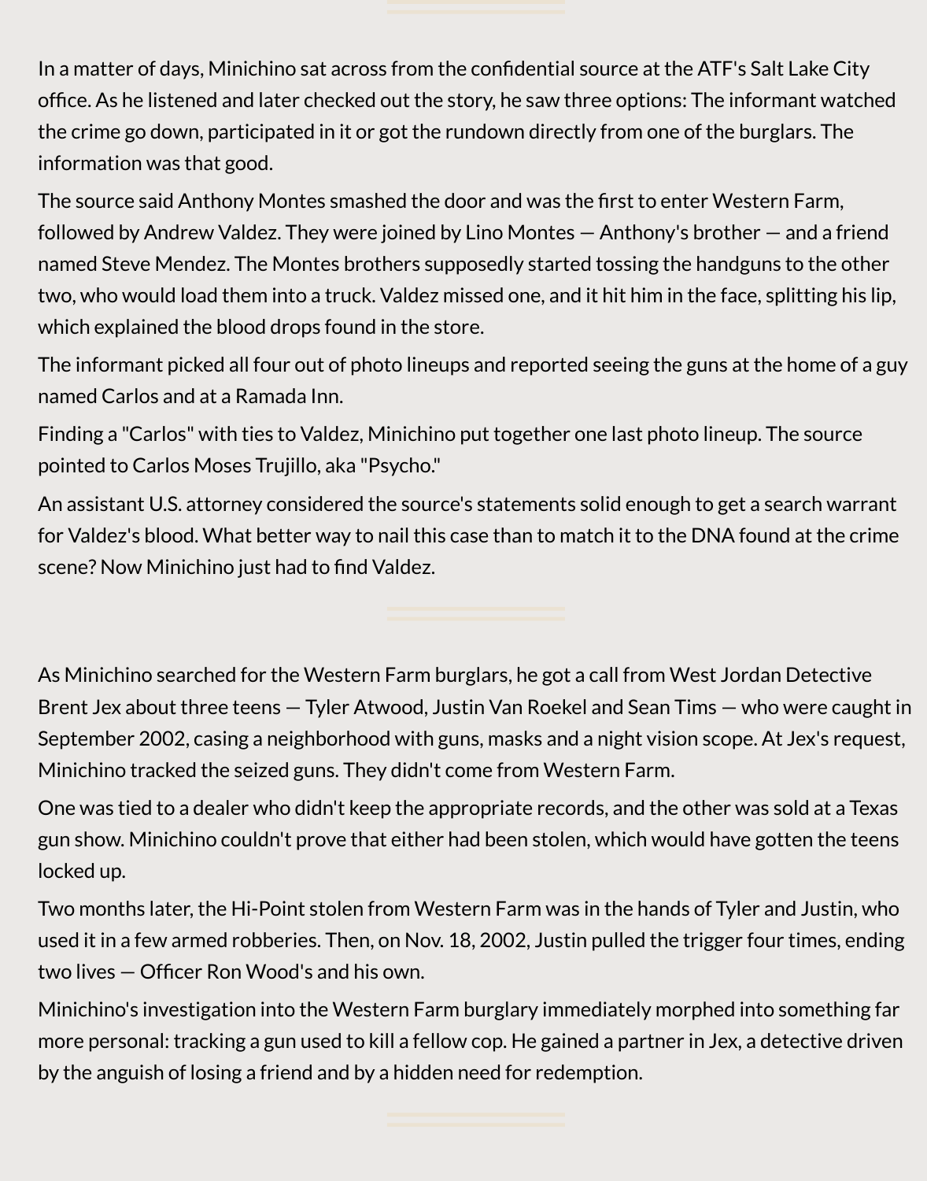In a matter of days, Minichino sat across from the confidential source at the ATF's Salt Lake City office. As he listened and later checked out the story, he saw three options: The informant watched the crime go down, participated in it or got the rundown directly from one of the burglars. The information was that good.

The source said Anthony Montes smashed the door and was the first to enter Western Farm, followed by Andrew Valdez. They were joined by Lino Montes — Anthony's brother — and a friend named Steve Mendez. The Montes brothers supposedly started tossing the handguns to the other two, who would load them into a truck. Valdez missed one, and it hit him in the face, splitting his lip, which explained the blood drops found in the store.

The informant picked all four out of photo lineups and reported seeing the guns at the home of a guy named Carlos and at a Ramada Inn.

Finding a "Carlos" with ties to Valdez, Minichino put together one last photo lineup. The source pointed to Carlos Moses Trujillo, aka "Psycho."

An assistant U.S. attorney considered the source's statements solid enough to get a search warrant for Valdez's blood. What better way to nail this case than to match it to the DNA found at the crime scene? Now Minichino just had to find Valdez.

---

As Minichino searched for the Western Farm burglars, he got a call from West Jordan Detective Brent Jex about three teens — Tyler Atwood, Justin Van Roekel and Sean Tims — who were caught in September 2002, casing a neighborhood with guns, masks and a night vision scope. At Jex's request, Minichino tracked the seized guns. They didn't come from Western Farm.

One was tied to a dealer who didn't keep the appropriate records, and the other was sold at a Texas gun show. Minichino couldn't prove that either had been stolen, which would have gotten the teens locked up.

Two months later, the Hi-Point stolen from Western Farm was in the hands of Tyler and Justin, who used it in a few armed robberies. Then, on Nov. 18, 2002, Justin pulled the trigger four times, ending two lives — Officer Ron Wood's and his own.

Minichino's investigation into the Western Farm burglary immediately morphed into something far more personal: tracking a gun used to kill a fellow cop. He gained a partner in Jex, a detective driven by the anguish of losing a friend and by a hidden need for redemption.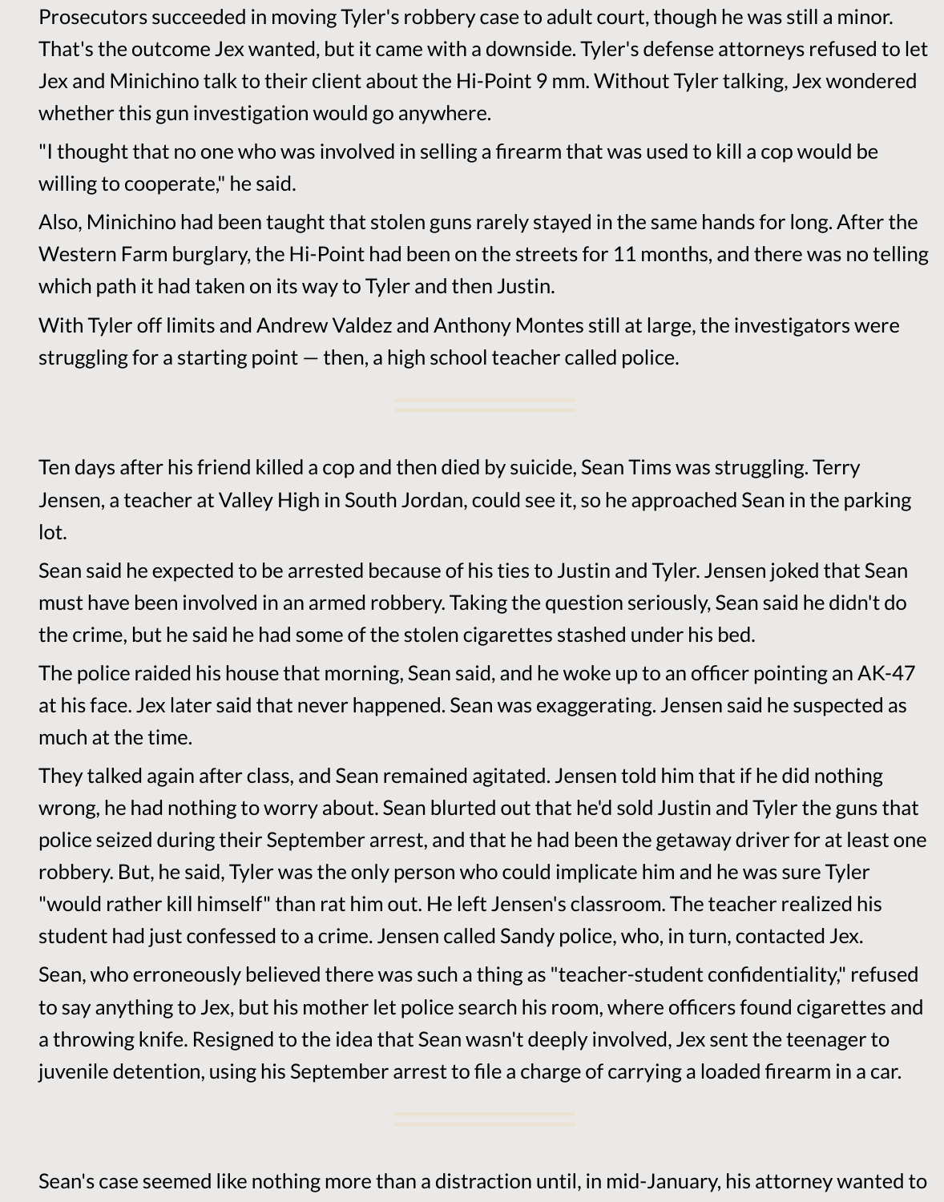Prosecutors succeeded in moving Tyler's robbery case to adult court, though he was still a minor. That's the outcome Jex wanted, but it came with a downside. Tyler's defense attorneys refused to let Jex and Minichino talk to their client about the Hi-Point 9 mm. Without Tyler talking, Jex wondered whether this gun investigation would go anywhere.

"I thought that no one who was involved in selling a firearm that was used to kill a cop would be willing to cooperate," he said.

Also, Minichino had been taught that stolen guns rarely stayed in the same hands for long. After the Western Farm burglary, the Hi-Point had been on the streets for 11 months, and there was no telling which path it had taken on its way to Tyler and then Justin.

With Tyler off limits and Andrew Valdez and Anthony Montes still at large, the investigators were struggling for a starting point — then, a high school teacher called police.

---

Ten days after his friend killed a cop and then died by suicide, Sean Tims was struggling. Terry Jensen, a teacher at Valley High in South Jordan, could see it, so he approached Sean in the parking lot.

Sean said he expected to be arrested because of his ties to Justin and Tyler. Jensen joked that Sean must have been involved in an armed robbery. Taking the question seriously, Sean said he didn't do the crime, but he said he had some of the stolen cigarettes stashed under his bed.

The police raided his house that morning, Sean said, and he woke up to an officer pointing an AK-47 at his face. Jex later said that never happened. Sean was exaggerating. Jensen said he suspected as much at the time.

They talked again after class, and Sean remained agitated. Jensen told him that if he did nothing wrong, he had nothing to worry about. Sean blurted out that he'd sold Justin and Tyler the guns that police seized during their September arrest, and that he had been the getaway driver for at least one robbery. But, he said, Tyler was the only person who could implicate him and he was sure Tyler "would rather kill himself" than rat him out. He left Jensen's classroom. The teacher realized his student had just confessed to a crime. Jensen called Sandy police, who, in turn, contacted Jex.

Sean, who erroneously believed there was such a thing as "teacher-student confidentiality," refused to say anything to Jex, but his mother let police search his room, where officers found cigarettes and a throwing knife. Resigned to the idea that Sean wasn't deeply involved, Jex sent the teenager to juvenile detention, using his September arrest to file a charge of carrying a loaded firearm in a car.

---

Sean's case seemed like nothing more than a distraction until, in mid-January, his attorney wanted to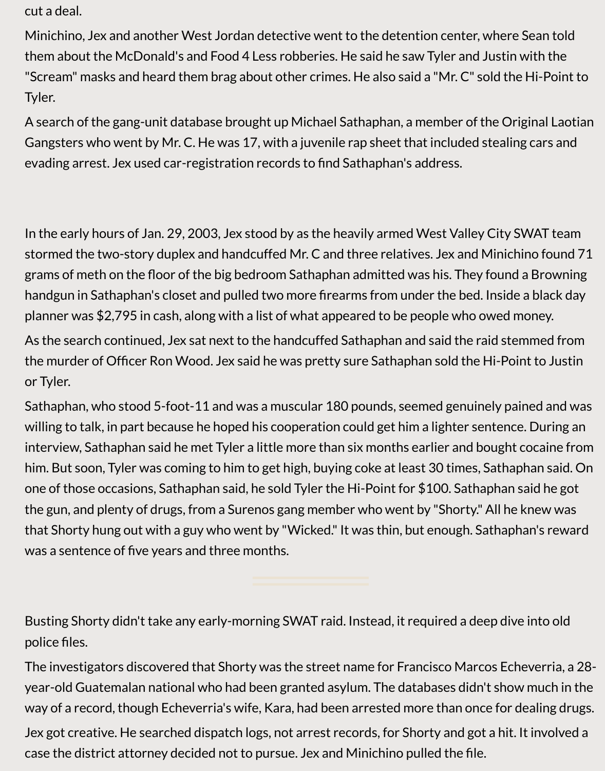cut a deal.

Minichino, Jex and another West Jordan detective went to the detention center, where Sean told them about the McDonald's and Food 4 Less robberies. He said he saw Tyler and Justin with the "Scream" masks and heard them brag about other crimes. He also said a "Mr. C" sold the Hi-Point to Tyler.

A search of the gang-unit database brought up Michael Sathaphan, a member of the Original Laotian Gangsters who went by Mr. C. He was 17, with a juvenile rap sheet that included stealing cars and evading arrest. Jex used car-registration records to find Sathaphan's address.

In the early hours of Jan. 29, 2003, Jex stood by as the heavily armed West Valley City SWAT team stormed the two-story duplex and handcuffed Mr. C and three relatives. Jex and Minichino found 71 grams of meth on the floor of the big bedroom Sathaphan admitted was his. They found a Browning handgun in Sathaphan's closet and pulled two more firearms from under the bed. Inside a black day planner was $2,795 in cash, along with a list of what appeared to be people who owed money.

As the search continued, Jex sat next to the handcuffed Sathaphan and said the raid stemmed from the murder of Officer Ron Wood. Jex said he was pretty sure Sathaphan sold the Hi-Point to Justin or Tyler.

Sathaphan, who stood 5-foot-11 and was a muscular 180 pounds, seemed genuinely pained and was willing to talk, in part because he hoped his cooperation could get him a lighter sentence. During an interview, Sathaphan said he met Tyler a little more than six months earlier and bought cocaine from him. But soon, Tyler was coming to him to get high, buying coke at least 30 times, Sathaphan said. On one of those occasions, Sathaphan said, he sold Tyler the Hi-Point for $100. Sathaphan said he got the gun, and plenty of drugs, from a Surenos gang member who went by "Shorty." All he knew was that Shorty hung out with a guy who went by "Wicked." It was thin, but enough. Sathaphan's reward was a sentence of five years and three months.

---

Busting Shorty didn't take any early-morning SWAT raid. Instead, it required a deep dive into old police files.

The investigators discovered that Shorty was the street name for Francisco Marcos Echeverria, a 28-year-old Guatemalan national who had been granted asylum. The databases didn't show much in the way of a record, though Echeverria's wife, Kara, had been arrested more than once for dealing drugs.

Jex got creative. He searched dispatch logs, not arrest records, for Shorty and got a hit. It involved a case the district attorney decided not to pursue. Jex and Minichino pulled the file.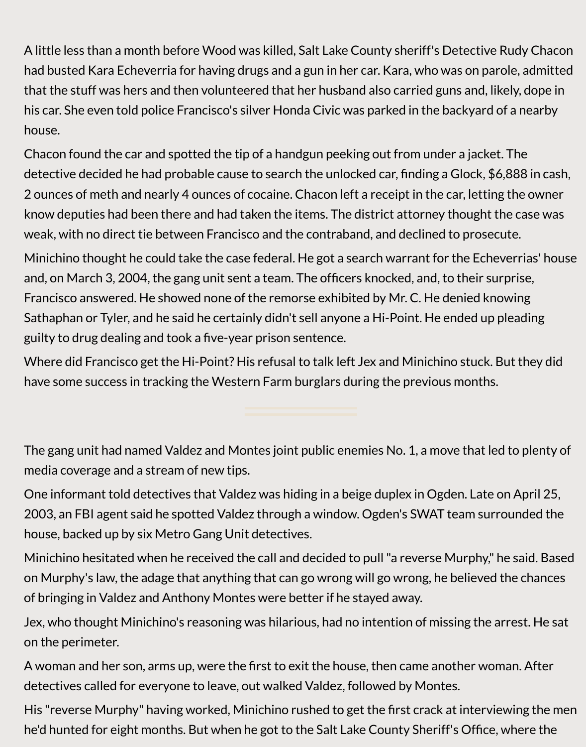A little less than a month before Wood was killed, Salt Lake County sheriff's Detective Rudy Chacon had busted Kara Echeverria for having drugs and a gun in her car. Kara, who was on parole, admitted that the stuff was hers and then volunteered that her husband also carried guns and, likely, dope in his car. She even told police Francisco's silver Honda Civic was parked in the backyard of a nearby house.

Chacon found the car and spotted the tip of a handgun peeking out from under a jacket. The detective decided he had probable cause to search the unlocked car, finding a Glock, $6,888 in cash, 2 ounces of meth and nearly 4 ounces of cocaine. Chacon left a receipt in the car, letting the owner know deputies had been there and had taken the items. The district attorney thought the case was weak, with no direct tie between Francisco and the contraband, and declined to prosecute.

Minichino thought he could take the case federal. He got a search warrant for the Echeverrias' house and, on March 3, 2004, the gang unit sent a team. The officers knocked, and, to their surprise, Francisco answered. He showed none of the remorse exhibited by Mr. C. He denied knowing Sathaphan or Tyler, and he said he certainly didn't sell anyone a Hi-Point. He ended up pleading guilty to drug dealing and took a five-year prison sentence.

Where did Francisco get the Hi-Point? His refusal to talk left Jex and Minichino stuck. But they did have some success in tracking the Western Farm burglars during the previous months.

---

The gang unit had named Valdez and Montes joint public enemies No. 1, a move that led to plenty of media coverage and a stream of new tips.

One informant told detectives that Valdez was hiding in a beige duplex in Ogden. Late on April 25, 2003, an FBI agent said he spotted Valdez through a window. Ogden's SWAT team surrounded the house, backed up by six Metro Gang Unit detectives.

Minichino hesitated when he received the call and decided to pull "a reverse Murphy," he said. Based on Murphy's law, the adage that anything that can go wrong will go wrong, he believed the chances of bringing in Valdez and Anthony Montes were better if he stayed away.

Jex, who thought Minichino's reasoning was hilarious, had no intention of missing the arrest. He sat on the perimeter.

A woman and her son, arms up, were the first to exit the house, then came another woman. After detectives called for everyone to leave, out walked Valdez, followed by Montes.

His "reverse Murphy" having worked, Minichino rushed to get the first crack at interviewing the men he'd hunted for eight months. But when he got to the Salt Lake County Sheriff's Office, where the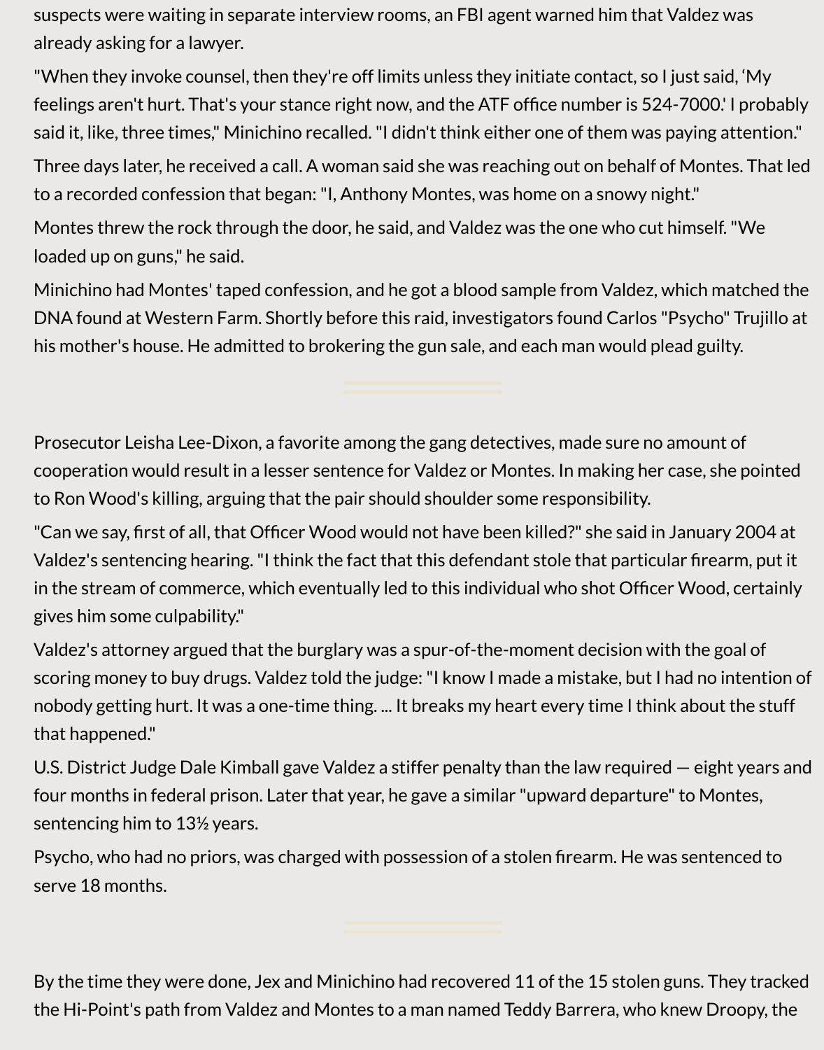suspects were waiting in separate interview rooms, an FBI agent warned him that Valdez was already asking for a lawyer.

"When they invoke counsel, then they're off limits unless they initiate contact, so I just said, 'My feelings aren't hurt. That's your stance right now, and the ATF office number is 524-7000.' I probably said it, like, three times," Minichino recalled. "I didn't think either one of them was paying attention."

Three days later, he received a call. A woman said she was reaching out on behalf of Montes. That led to a recorded confession that began: "I, Anthony Montes, was home on a snowy night."

Montes threw the rock through the door, he said, and Valdez was the one who cut himself. "We loaded up on guns," he said.

Minichino had Montes' taped confession, and he got a blood sample from Valdez, which matched the DNA found at Western Farm. Shortly before this raid, investigators found Carlos "Psycho" Trujillo at his mother's house. He admitted to brokering the gun sale, and each man would plead guilty.

---

Prosecutor Leisha Lee-Dixon, a favorite among the gang detectives, made sure no amount of cooperation would result in a lesser sentence for Valdez or Montes. In making her case, she pointed to Ron Wood's killing, arguing that the pair should shoulder some responsibility.

"Can we say, first of all, that Officer Wood would not have been killed?" she said in January 2004 at Valdez's sentencing hearing. "I think the fact that this defendant stole that particular firearm, put it in the stream of commerce, which eventually led to this individual who shot Officer Wood, certainly gives him some culpability."

Valdez's attorney argued that the burglary was a spur-of-the-moment decision with the goal of scoring money to buy drugs. Valdez told the judge: "I know I made a mistake, but I had no intention of nobody getting hurt. It was a one-time thing. ... It breaks my heart every time I think about the stuff that happened."

U.S. District Judge Dale Kimball gave Valdez a stiffer penalty than the law required — eight years and four months in federal prison. Later that year, he gave a similar "upward departure" to Montes, sentencing him to 13½ years.

Psycho, who had no priors, was charged with possession of a stolen firearm. He was sentenced to serve 18 months.

---

By the time they were done, Jex and Minichino had recovered 11 of the 15 stolen guns. They tracked the Hi-Point's path from Valdez and Montes to a man named Teddy Barrera, who knew Droopy, the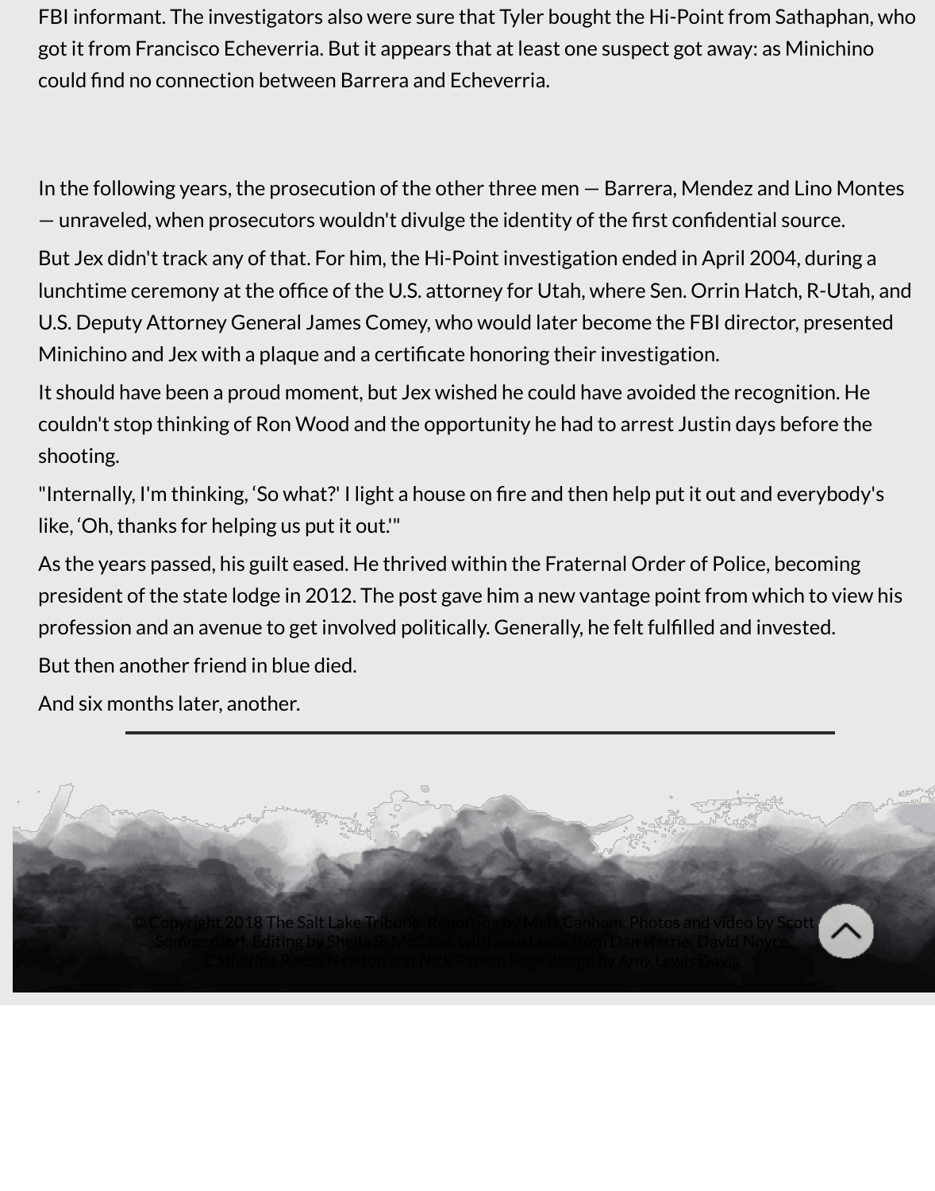FBI informant. The investigators also were sure that Tyler bought the Hi-Point from Sathaphan, who got it from Francisco Echeverria. But it appears that at least one suspect got away: as Minichino could find no connection between Barrera and Echeverria.

In the following years, the prosecution of the other three men — Barrera, Mendez and Lino Montes — unraveled, when prosecutors wouldn't divulge the identity of the first confidential source.

But Jex didn't track any of that. For him, the Hi-Point investigation ended in April 2004, during a lunchtime ceremony at the office of the U.S. attorney for Utah, where Sen. Orrin Hatch, R-Utah, and U.S. Deputy Attorney General James Comey, who would later become the FBI director, presented Minichino and Jex with a plaque and a certificate honoring their investigation.

It should have been a proud moment, but Jex wished he could have avoided the recognition. He couldn't stop thinking of Ron Wood and the opportunity he had to arrest Justin days before the shooting.

"Internally, I'm thinking, 'So what?' I light a house on fire and then help put it out and everybody's like, 'Oh, thanks for helping us put it out.'"

As the years passed, his guilt eased. He thrived within the Fraternal Order of Police, becoming president of the state lodge in 2012. The post gave him a new vantage point from which to view his profession and an avenue to get involved politically. Generally, he felt fulfilled and invested.

But then another friend in blue died.

And six months later, another.

---

© Copyright 2018 The Salt Lake Tribune. Reporting by Matt Canham. Photos and video by Scott Sommerdorf. Editing by Sheila R. McCann, with assistance from Dan Harrie, David Noyce, Catherine Reese Newton and Nick Parker. Page design by Amy Lewis Davis.